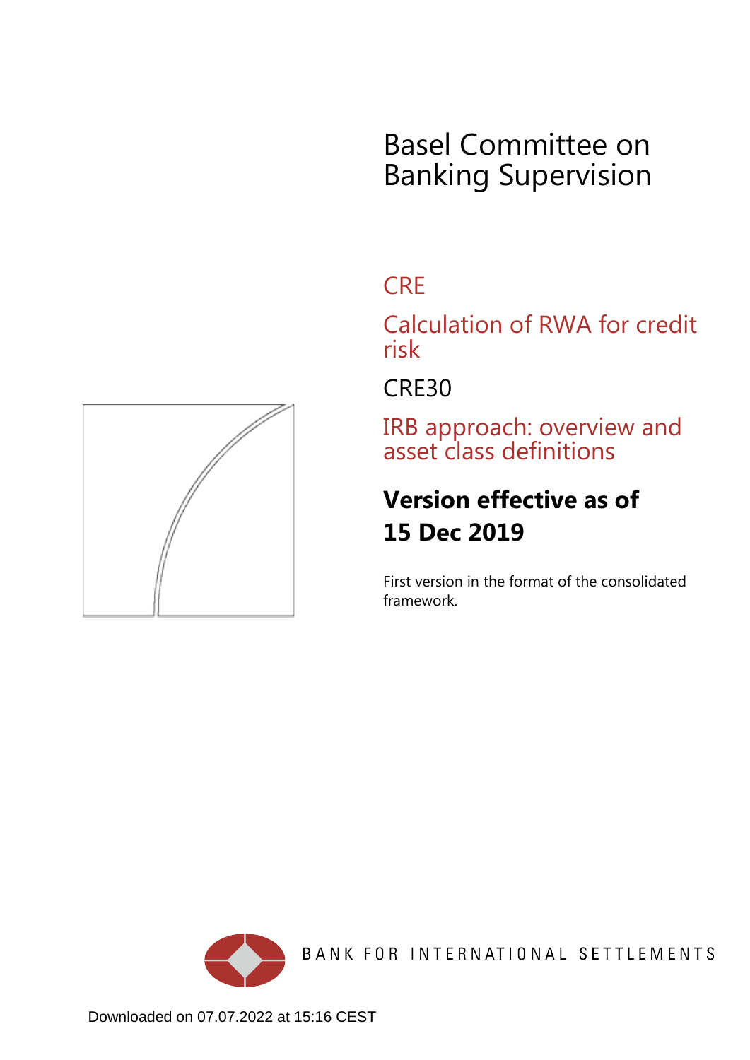# Basel Committee on Banking Supervision

## CRE

## Calculation of RWA for credit risk

## CRE30

## IRB approach: overview and asset class definitions

**Version effective as of 15 Dec 2019**

First version in the format of the consolidated framework.

BANK FOR INTERNATIONAL SETTLEMENTS

Downloaded on 07.07.2022 at 15:16 CEST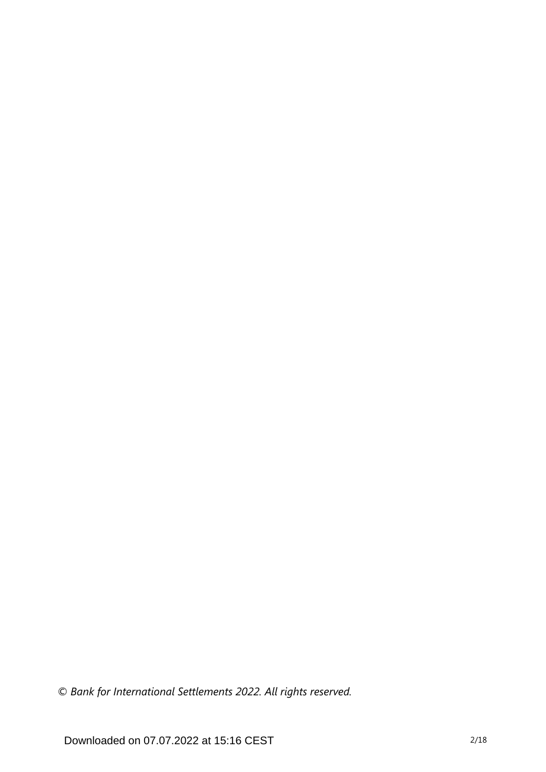*© Bank for International Settlements 2022. All rights reserved.*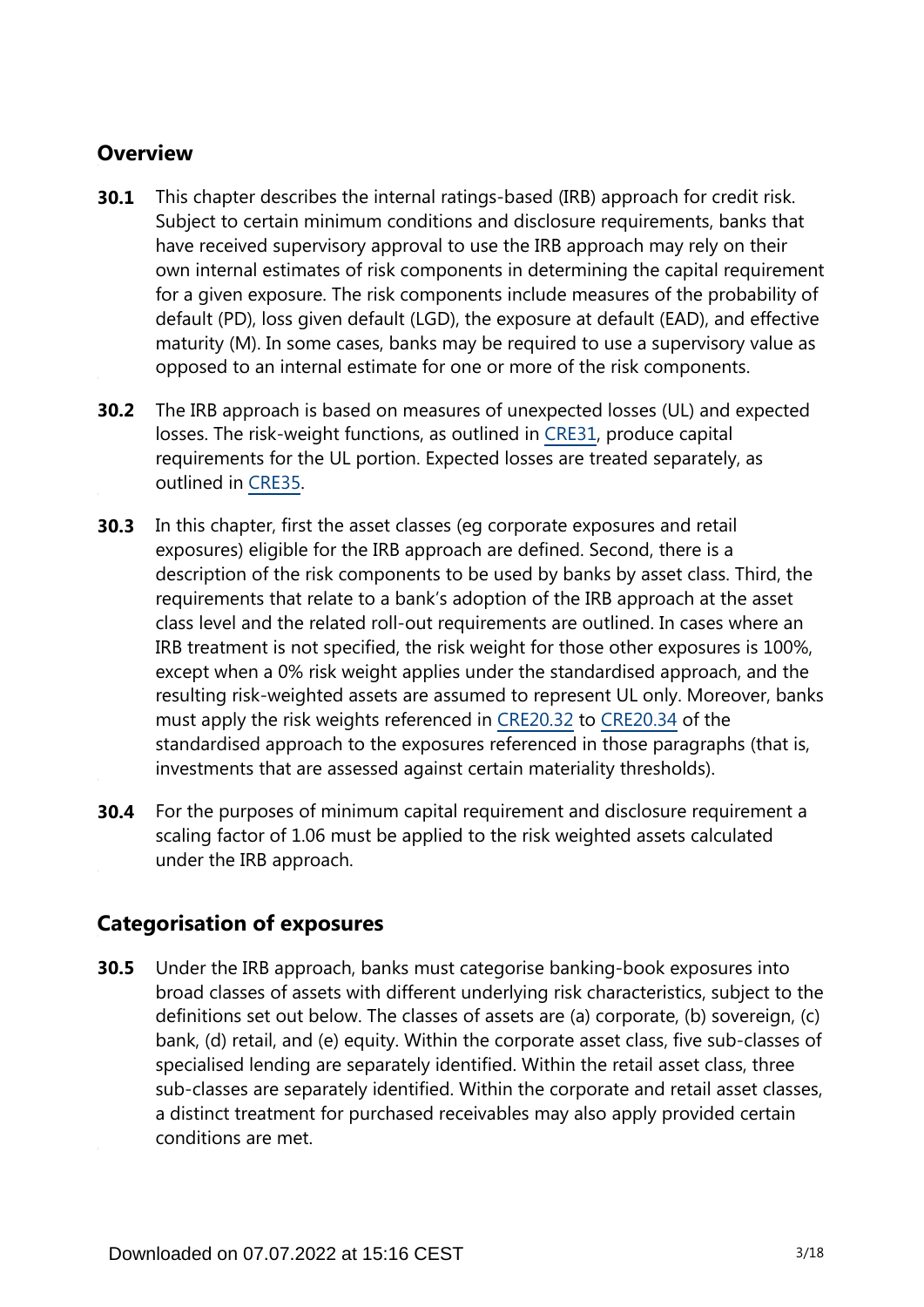## Overview

**30.1** This chapter describes the internal ratings-based (IRB) approach for credit risk. Subject to certain minimum conditions and disclosure requirements, banks that have received supervisory approval to use the IRB approach may rely on their own internal estimates of risk components in determining the capital requirement for a given exposure. The risk components include measures of the probability of default (PD), loss given default (LGD), the exposure at default (EAD), and effective maturity (M). In some cases, banks may be required to use a supervisory value as opposed to an internal estimate for one or more of the risk components.

**30.2** The IRB approach is based on measures of unexpected losses (UL) and expected losses. The risk-weight functions, as outlined in CRE31, produce capital requirements for the UL portion. Expected losses are treated separately, as outlined in CRE35.

**30.3** In this chapter, first the asset classes (eg corporate exposures and retail exposures) eligible for the IRB approach are defined. Second, there is a description of the risk components to be used by banks by asset class. Third, the requirements that relate to a bank's adoption of the IRB approach at the asset class level and the related roll-out requirements are outlined. In cases where an IRB treatment is not specified, the risk weight for those other exposures is 100%, except when a 0% risk weight applies under the standardised approach, and the resulting risk-weighted assets are assumed to represent UL only. Moreover, banks must apply the risk weights referenced in CRE20.32 to CRE20.34 of the standardised approach to the exposures referenced in those paragraphs (that is, investments that are assessed against certain materiality thresholds).

**30.4** For the purposes of minimum capital requirement and disclosure requirement a scaling factor of 1.06 must be applied to the risk weighted assets calculated under the IRB approach.

## Categorisation of exposures

**30.5** Under the IRB approach, banks must categorise banking-book exposures into broad classes of assets with different underlying risk characteristics, subject to the definitions set out below. The classes of assets are (a) corporate, (b) sovereign, (c) bank, (d) retail, and (e) equity. Within the corporate asset class, five sub-classes of specialised lending are separately identified. Within the retail asset class, three sub-classes are separately identified. Within the corporate and retail asset classes, a distinct treatment for purchased receivables may also apply provided certain conditions are met.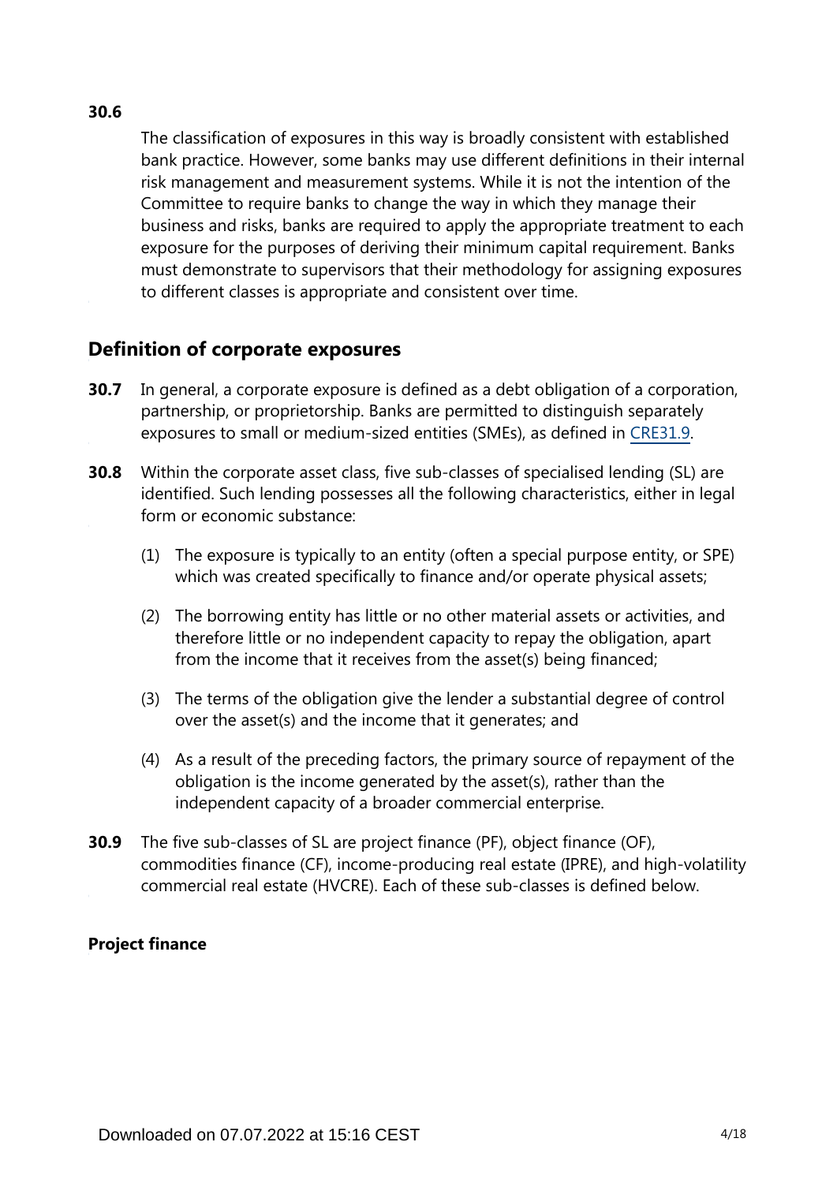**30.6** The classification of exposures in this way is broadly consistent with established bank practice. However, some banks may use different definitions in their internal risk management and measurement systems. While it is not the intention of the Committee to require banks to change the way in which they manage their business and risks, banks are required to apply the appropriate treatment to each exposure for the purposes of deriving their minimum capital requirement. Banks must demonstrate to supervisors that their methodology for assigning exposures to different classes is appropriate and consistent over time.

## Definition of corporate exposures

**30.7** In general, a corporate exposure is defined as a debt obligation of a corporation, partnership, or proprietorship. Banks are permitted to distinguish separately exposures to small or medium-sized entities (SMEs), as defined in CRE31.9.

**30.8** Within the corporate asset class, five sub-classes of specialised lending (SL) are identified. Such lending possesses all the following characteristics, either in legal form or economic substance:

(1) The exposure is typically to an entity (often a special purpose entity, or SPE) which was created specifically to finance and/or operate physical assets;

(2) The borrowing entity has little or no other material assets or activities, and therefore little or no independent capacity to repay the obligation, apart from the income that it receives from the asset(s) being financed;

(3) The terms of the obligation give the lender a substantial degree of control over the asset(s) and the income that it generates; and

(4) As a result of the preceding factors, the primary source of repayment of the obligation is the income generated by the asset(s), rather than the independent capacity of a broader commercial enterprise.

**30.9** The five sub-classes of SL are project finance (PF), object finance (OF), commodities finance (CF), income-producing real estate (IPRE), and high-volatility commercial real estate (HVCRE). Each of these sub-classes is defined below.

### Project finance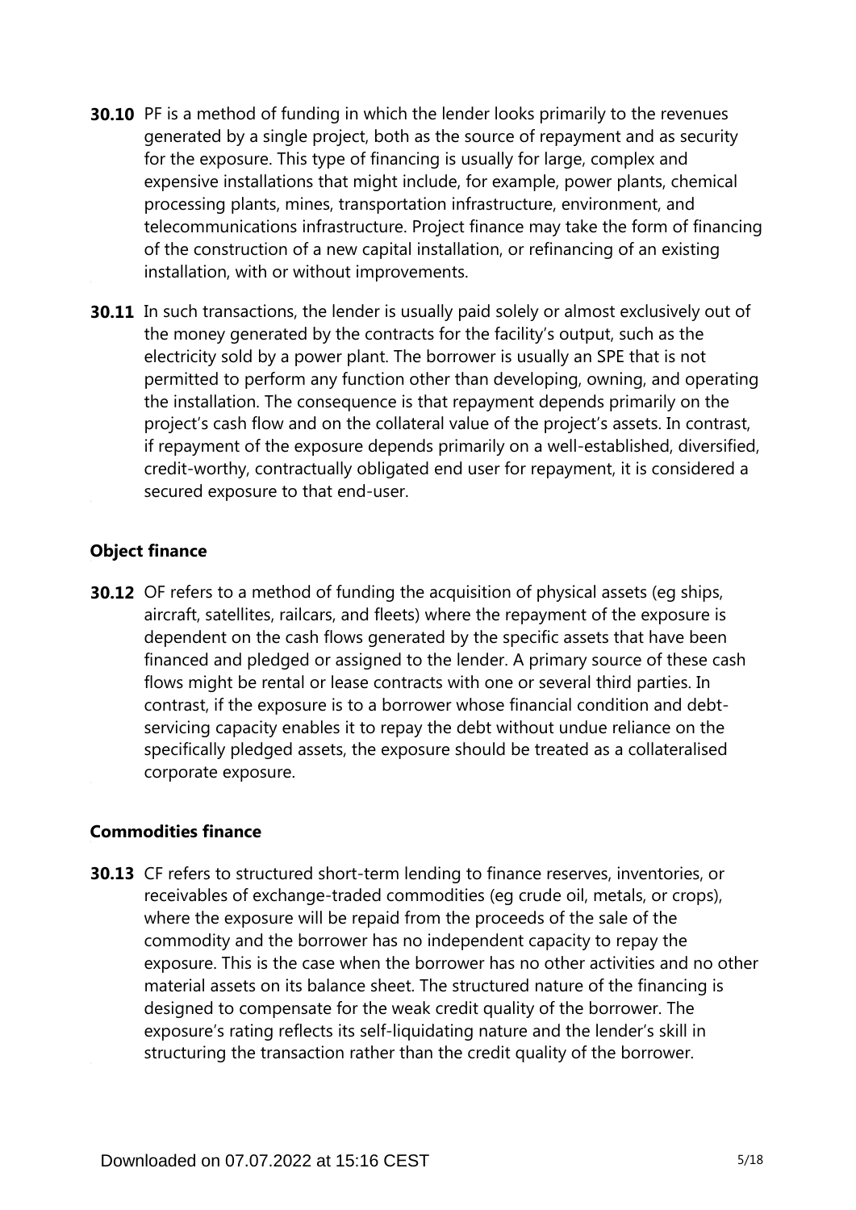**30.10** PF is a method of funding in which the lender looks primarily to the revenues generated by a single project, both as the source of repayment and as security for the exposure. This type of financing is usually for large, complex and expensive installations that might include, for example, power plants, chemical processing plants, mines, transportation infrastructure, environment, and telecommunications infrastructure. Project finance may take the form of financing of the construction of a new capital installation, or refinancing of an existing installation, with or without improvements.

**30.11** In such transactions, the lender is usually paid solely or almost exclusively out of the money generated by the contracts for the facility's output, such as the electricity sold by a power plant. The borrower is usually an SPE that is not permitted to perform any function other than developing, owning, and operating the installation. The consequence is that repayment depends primarily on the project's cash flow and on the collateral value of the project's assets. In contrast, if repayment of the exposure depends primarily on a well-established, diversified, credit-worthy, contractually obligated end user for repayment, it is considered a secured exposure to that end-user.

### Object finance

**30.12** OF refers to a method of funding the acquisition of physical assets (eg ships, aircraft, satellites, railcars, and fleets) where the repayment of the exposure is dependent on the cash flows generated by the specific assets that have been financed and pledged or assigned to the lender. A primary source of these cash flows might be rental or lease contracts with one or several third parties. In contrast, if the exposure is to a borrower whose financial condition and debt-servicing capacity enables it to repay the debt without undue reliance on the specifically pledged assets, the exposure should be treated as a collateralised corporate exposure.

### Commodities finance

**30.13** CF refers to structured short-term lending to finance reserves, inventories, or receivables of exchange-traded commodities (eg crude oil, metals, or crops), where the exposure will be repaid from the proceeds of the sale of the commodity and the borrower has no independent capacity to repay the exposure. This is the case when the borrower has no other activities and no other material assets on its balance sheet. The structured nature of the financing is designed to compensate for the weak credit quality of the borrower. The exposure's rating reflects its self-liquidating nature and the lender's skill in structuring the transaction rather than the credit quality of the borrower.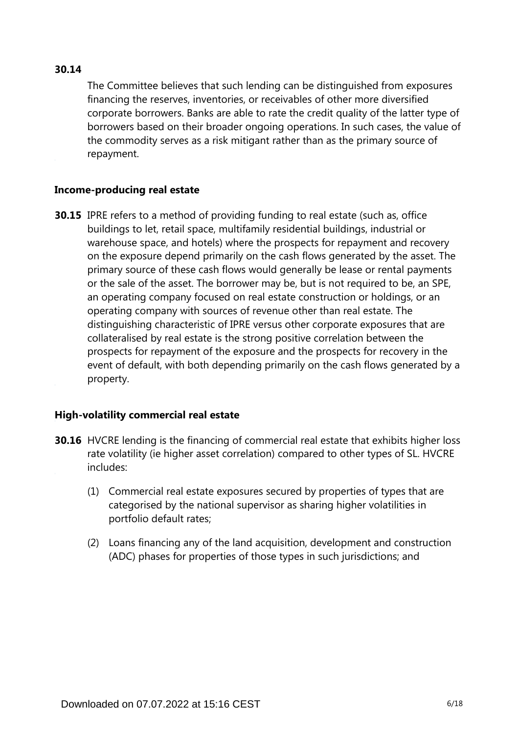**30.14**

The Committee believes that such lending can be distinguished from exposures financing the reserves, inventories, or receivables of other more diversified corporate borrowers. Banks are able to rate the credit quality of the latter type of borrowers based on their broader ongoing operations. In such cases, the value of the commodity serves as a risk mitigant rather than as the primary source of repayment.

### Income-producing real estate

**30.15** IPRE refers to a method of providing funding to real estate (such as, office buildings to let, retail space, multifamily residential buildings, industrial or warehouse space, and hotels) where the prospects for repayment and recovery on the exposure depend primarily on the cash flows generated by the asset. The primary source of these cash flows would generally be lease or rental payments or the sale of the asset. The borrower may be, but is not required to be, an SPE, an operating company focused on real estate construction or holdings, or an operating company with sources of revenue other than real estate. The distinguishing characteristic of IPRE versus other corporate exposures that are collateralised by real estate is the strong positive correlation between the prospects for repayment of the exposure and the prospects for recovery in the event of default, with both depending primarily on the cash flows generated by a property.

### High-volatility commercial real estate

**30.16** HVCRE lending is the financing of commercial real estate that exhibits higher loss rate volatility (ie higher asset correlation) compared to other types of SL. HVCRE includes:

(1) Commercial real estate exposures secured by properties of types that are categorised by the national supervisor as sharing higher volatilities in portfolio default rates;

(2) Loans financing any of the land acquisition, development and construction (ADC) phases for properties of those types in such jurisdictions; and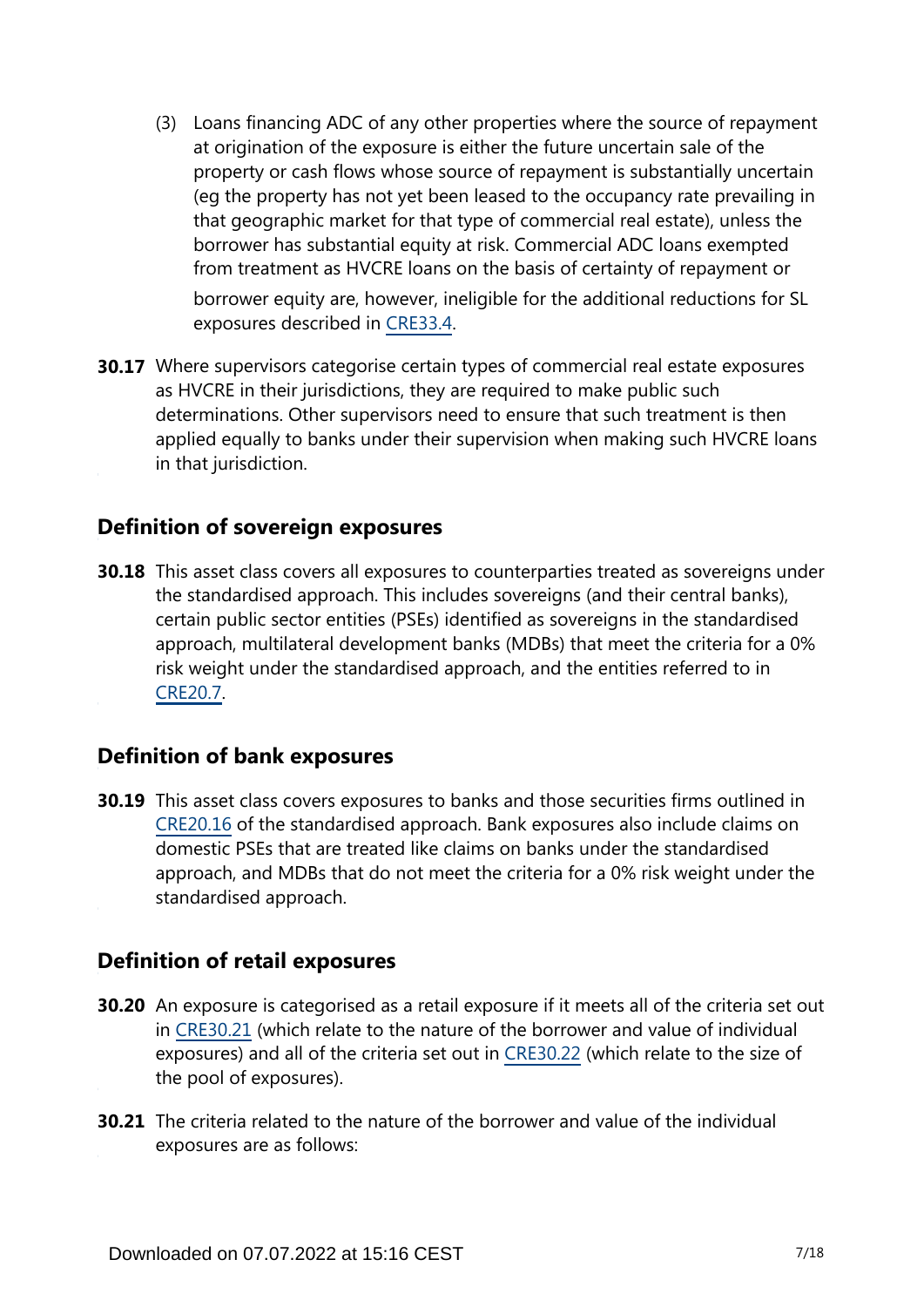(3) Loans financing ADC of any other properties where the source of repayment at origination of the exposure is either the future uncertain sale of the property or cash flows whose source of repayment is substantially uncertain (eg the property has not yet been leased to the occupancy rate prevailing in that geographic market for that type of commercial real estate), unless the borrower has substantial equity at risk. Commercial ADC loans exempted from treatment as HVCRE loans on the basis of certainty of repayment or borrower equity are, however, ineligible for the additional reductions for SL exposures described in CRE33.4.

**30.17** Where supervisors categorise certain types of commercial real estate exposures as HVCRE in their jurisdictions, they are required to make public such determinations. Other supervisors need to ensure that such treatment is then applied equally to banks under their supervision when making such HVCRE loans in that jurisdiction.

## Definition of sovereign exposures

**30.18** This asset class covers all exposures to counterparties treated as sovereigns under the standardised approach. This includes sovereigns (and their central banks), certain public sector entities (PSEs) identified as sovereigns in the standardised approach, multilateral development banks (MDBs) that meet the criteria for a 0% risk weight under the standardised approach, and the entities referred to in CRE20.7.

## Definition of bank exposures

**30.19** This asset class covers exposures to banks and those securities firms outlined in CRE20.16 of the standardised approach. Bank exposures also include claims on domestic PSEs that are treated like claims on banks under the standardised approach, and MDBs that do not meet the criteria for a 0% risk weight under the standardised approach.

## Definition of retail exposures

**30.20** An exposure is categorised as a retail exposure if it meets all of the criteria set out in CRE30.21 (which relate to the nature of the borrower and value of individual exposures) and all of the criteria set out in CRE30.22 (which relate to the size of the pool of exposures).

**30.21** The criteria related to the nature of the borrower and value of the individual exposures are as follows: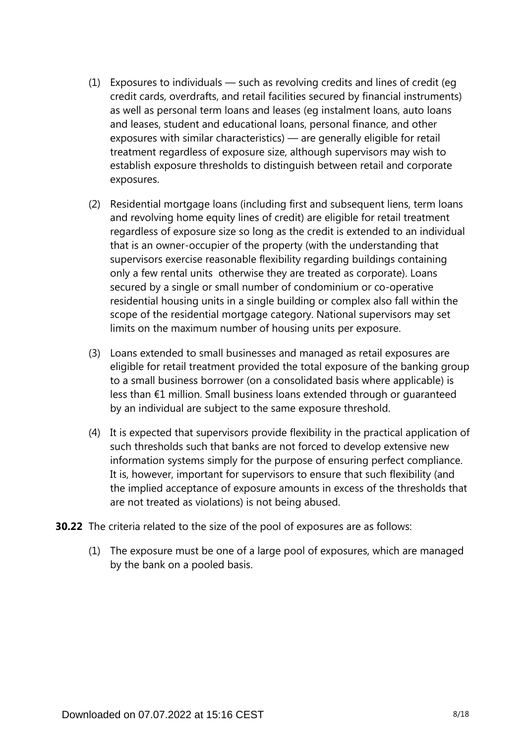(1) Exposures to individuals — such as revolving credits and lines of credit (eg credit cards, overdrafts, and retail facilities secured by financial instruments) as well as personal term loans and leases (eg instalment loans, auto loans and leases, student and educational loans, personal finance, and other exposures with similar characteristics) — are generally eligible for retail treatment regardless of exposure size, although supervisors may wish to establish exposure thresholds to distinguish between retail and corporate exposures.

(2) Residential mortgage loans (including first and subsequent liens, term loans and revolving home equity lines of credit) are eligible for retail treatment regardless of exposure size so long as the credit is extended to an individual that is an owner-occupier of the property (with the understanding that supervisors exercise reasonable flexibility regarding buildings containing only a few rental units  otherwise they are treated as corporate). Loans secured by a single or small number of condominium or co-operative residential housing units in a single building or complex also fall within the scope of the residential mortgage category. National supervisors may set limits on the maximum number of housing units per exposure.

(3) Loans extended to small businesses and managed as retail exposures are eligible for retail treatment provided the total exposure of the banking group to a small business borrower (on a consolidated basis where applicable) is less than €1 million. Small business loans extended through or guaranteed by an individual are subject to the same exposure threshold.

(4) It is expected that supervisors provide flexibility in the practical application of such thresholds such that banks are not forced to develop extensive new information systems simply for the purpose of ensuring perfect compliance. It is, however, important for supervisors to ensure that such flexibility (and the implied acceptance of exposure amounts in excess of the thresholds that are not treated as violations) is not being abused.

**30.22** The criteria related to the size of the pool of exposures are as follows:

(1) The exposure must be one of a large pool of exposures, which are managed by the bank on a pooled basis.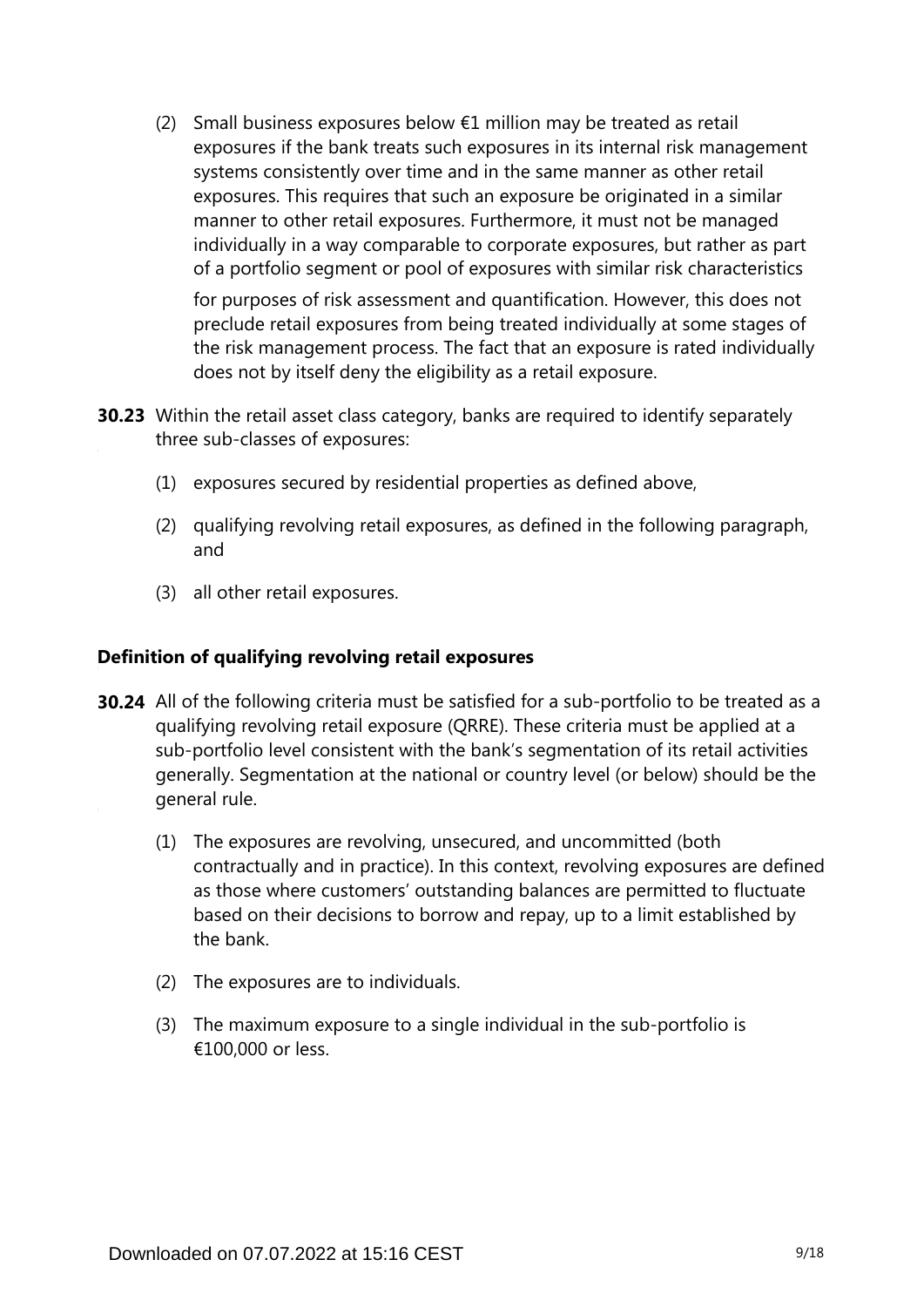(2) Small business exposures below €1 million may be treated as retail exposures if the bank treats such exposures in its internal risk management systems consistently over time and in the same manner as other retail exposures. This requires that such an exposure be originated in a similar manner to other retail exposures. Furthermore, it must not be managed individually in a way comparable to corporate exposures, but rather as part of a portfolio segment or pool of exposures with similar risk characteristics for purposes of risk assessment and quantification. However, this does not preclude retail exposures from being treated individually at some stages of the risk management process. The fact that an exposure is rated individually does not by itself deny the eligibility as a retail exposure.

**30.23** Within the retail asset class category, banks are required to identify separately three sub-classes of exposures:

(1) exposures secured by residential properties as defined above,

(2) qualifying revolving retail exposures, as defined in the following paragraph, and

(3) all other retail exposures.

### Definition of qualifying revolving retail exposures

**30.24** All of the following criteria must be satisfied for a sub-portfolio to be treated as a qualifying revolving retail exposure (QRRE). These criteria must be applied at a sub-portfolio level consistent with the bank's segmentation of its retail activities generally. Segmentation at the national or country level (or below) should be the general rule.

(1) The exposures are revolving, unsecured, and uncommitted (both contractually and in practice). In this context, revolving exposures are defined as those where customers' outstanding balances are permitted to fluctuate based on their decisions to borrow and repay, up to a limit established by the bank.

(2) The exposures are to individuals.

(3) The maximum exposure to a single individual in the sub-portfolio is €100,000 or less.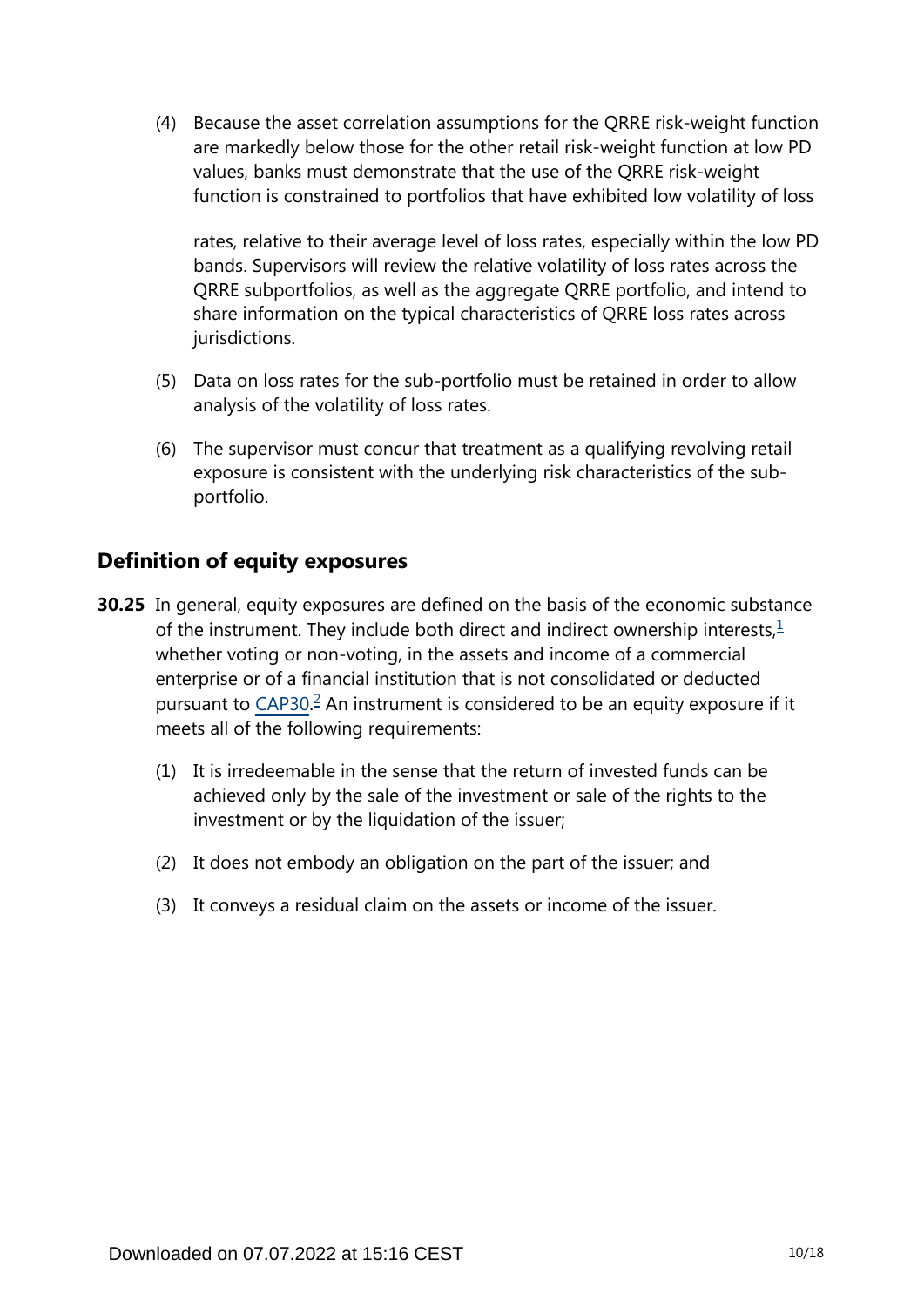(4) Because the asset correlation assumptions for the QRRE risk-weight function are markedly below those for the other retail risk-weight function at low PD values, banks must demonstrate that the use of the QRRE risk-weight function is constrained to portfolios that have exhibited low volatility of loss rates, relative to their average level of loss rates, especially within the low PD bands. Supervisors will review the relative volatility of loss rates across the QRRE subportfolios, as well as the aggregate QRRE portfolio, and intend to share information on the typical characteristics of QRRE loss rates across jurisdictions.

(5) Data on loss rates for the sub-portfolio must be retained in order to allow analysis of the volatility of loss rates.

(6) The supervisor must concur that treatment as a qualifying revolving retail exposure is consistent with the underlying risk characteristics of the sub-portfolio.

## Definition of equity exposures

**30.25** In general, equity exposures are defined on the basis of the economic substance of the instrument. They include both direct and indirect ownership interests,[1] whether voting or non-voting, in the assets and income of a commercial enterprise or of a financial institution that is not consolidated or deducted pursuant to CAP30.[2] An instrument is considered to be an equity exposure if it meets all of the following requirements:

(1) It is irredeemable in the sense that the return of invested funds can be achieved only by the sale of the investment or sale of the rights to the investment or by the liquidation of the issuer;

(2) It does not embody an obligation on the part of the issuer; and

(3) It conveys a residual claim on the assets or income of the issuer.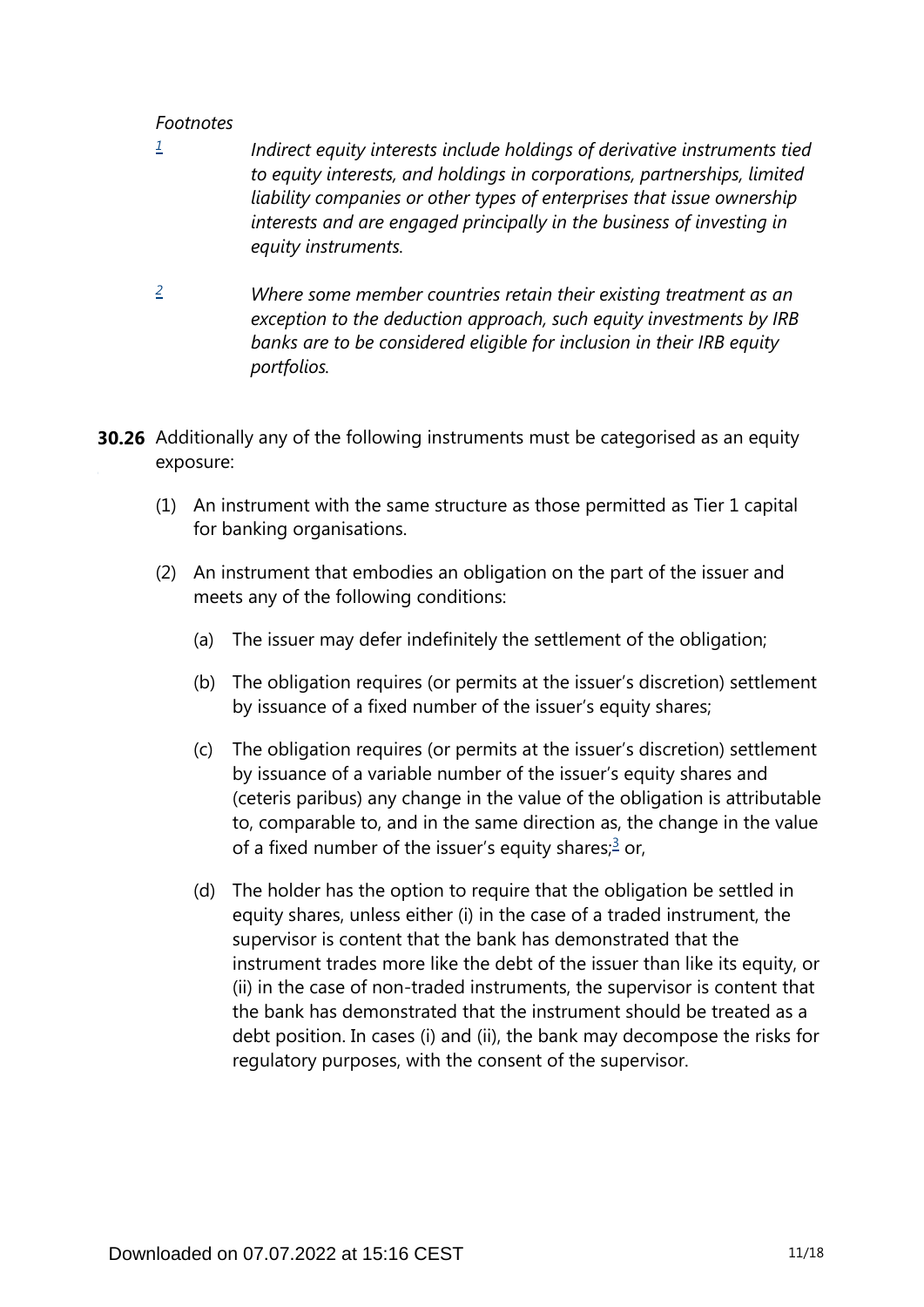*Footnotes*

[1] *Indirect equity interests include holdings of derivative instruments tied to equity interests, and holdings in corporations, partnerships, limited liability companies or other types of enterprises that issue ownership interests and are engaged principally in the business of investing in equity instruments.*

[2] *Where some member countries retain their existing treatment as an exception to the deduction approach, such equity investments by IRB banks are to be considered eligible for inclusion in their IRB equity portfolios.*

**30.26** Additionally any of the following instruments must be categorised as an equity exposure:

(1) An instrument with the same structure as those permitted as Tier 1 capital for banking organisations.

(2) An instrument that embodies an obligation on the part of the issuer and meets any of the following conditions:

(a) The issuer may defer indefinitely the settlement of the obligation;

(b) The obligation requires (or permits at the issuer's discretion) settlement by issuance of a fixed number of the issuer's equity shares;

(c) The obligation requires (or permits at the issuer's discretion) settlement by issuance of a variable number of the issuer's equity shares and (ceteris paribus) any change in the value of the obligation is attributable to, comparable to, and in the same direction as, the change in the value of a fixed number of the issuer's equity shares;[3] or,

(d) The holder has the option to require that the obligation be settled in equity shares, unless either (i) in the case of a traded instrument, the supervisor is content that the bank has demonstrated that the instrument trades more like the debt of the issuer than like its equity, or (ii) in the case of non-traded instruments, the supervisor is content that the bank has demonstrated that the instrument should be treated as a debt position. In cases (i) and (ii), the bank may decompose the risks for regulatory purposes, with the consent of the supervisor.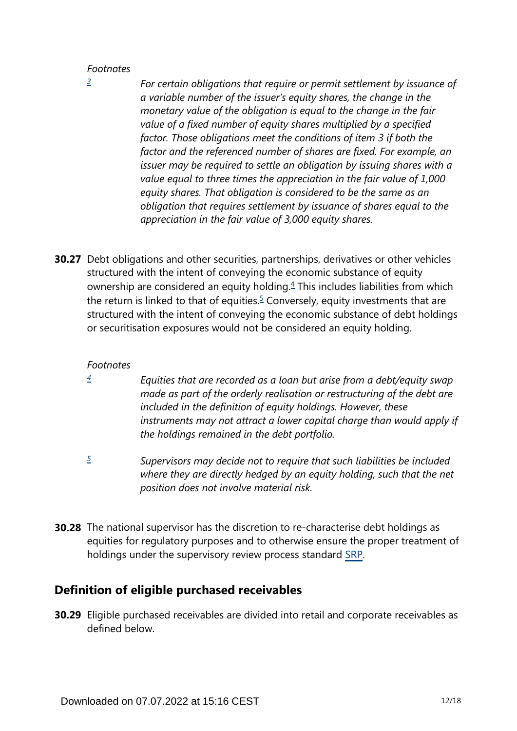*Footnotes*

[3] *For certain obligations that require or permit settlement by issuance of a variable number of the issuer's equity shares, the change in the monetary value of the obligation is equal to the change in the fair value of a fixed number of equity shares multiplied by a specified factor. Those obligations meet the conditions of item 3 if both the factor and the referenced number of shares are fixed. For example, an issuer may be required to settle an obligation by issuing shares with a value equal to three times the appreciation in the fair value of 1,000 equity shares. That obligation is considered to be the same as an obligation that requires settlement by issuance of shares equal to the appreciation in the fair value of 3,000 equity shares.*

**30.27** Debt obligations and other securities, partnerships, derivatives or other vehicles structured with the intent of conveying the economic substance of equity ownership are considered an equity holding.[4] This includes liabilities from which the return is linked to that of equities.[5] Conversely, equity investments that are structured with the intent of conveying the economic substance of debt holdings or securitisation exposures would not be considered an equity holding.

*Footnotes*

[4] *Equities that are recorded as a loan but arise from a debt/equity swap made as part of the orderly realisation or restructuring of the debt are included in the definition of equity holdings. However, these instruments may not attract a lower capital charge than would apply if the holdings remained in the debt portfolio.*

[5] *Supervisors may decide not to require that such liabilities be included where they are directly hedged by an equity holding, such that the net position does not involve material risk.*

**30.28** The national supervisor has the discretion to re-characterise debt holdings as equities for regulatory purposes and to otherwise ensure the proper treatment of holdings under the supervisory review process standard SRP.

## Definition of eligible purchased receivables

**30.29** Eligible purchased receivables are divided into retail and corporate receivables as defined below.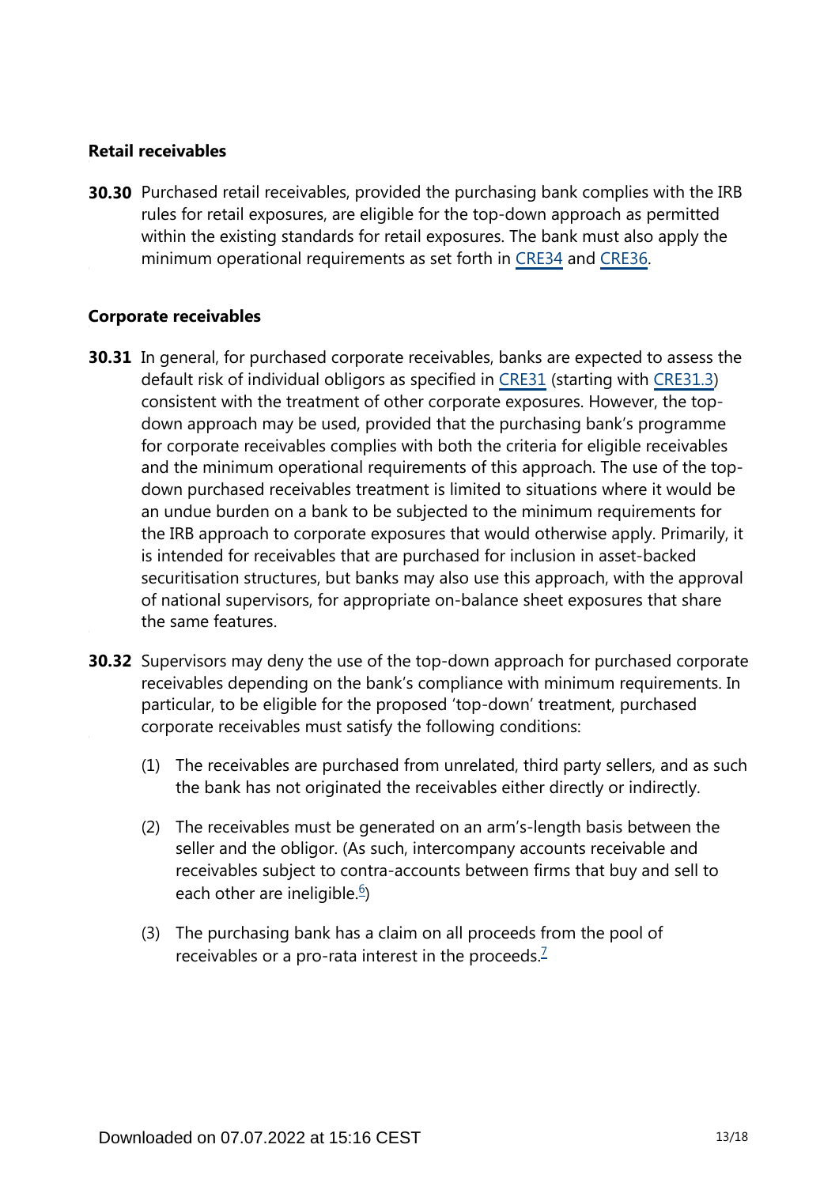### Retail receivables

**30.30** Purchased retail receivables, provided the purchasing bank complies with the IRB rules for retail exposures, are eligible for the top-down approach as permitted within the existing standards for retail exposures. The bank must also apply the minimum operational requirements as set forth in CRE34 and CRE36.

### Corporate receivables

**30.31** In general, for purchased corporate receivables, banks are expected to assess the default risk of individual obligors as specified in CRE31 (starting with CRE31.3) consistent with the treatment of other corporate exposures. However, the top-down approach may be used, provided that the purchasing bank's programme for corporate receivables complies with both the criteria for eligible receivables and the minimum operational requirements of this approach. The use of the top-down purchased receivables treatment is limited to situations where it would be an undue burden on a bank to be subjected to the minimum requirements for the IRB approach to corporate exposures that would otherwise apply. Primarily, it is intended for receivables that are purchased for inclusion in asset-backed securitisation structures, but banks may also use this approach, with the approval of national supervisors, for appropriate on-balance sheet exposures that share the same features.

**30.32** Supervisors may deny the use of the top-down approach for purchased corporate receivables depending on the bank's compliance with minimum requirements. In particular, to be eligible for the proposed 'top-down' treatment, purchased corporate receivables must satisfy the following conditions:

(1) The receivables are purchased from unrelated, third party sellers, and as such the bank has not originated the receivables either directly or indirectly.

(2) The receivables must be generated on an arm's-length basis between the seller and the obligor. (As such, intercompany accounts receivable and receivables subject to contra-accounts between firms that buy and sell to each other are ineligible.[6])

(3) The purchasing bank has a claim on all proceeds from the pool of receivables or a pro-rata interest in the proceeds.[7]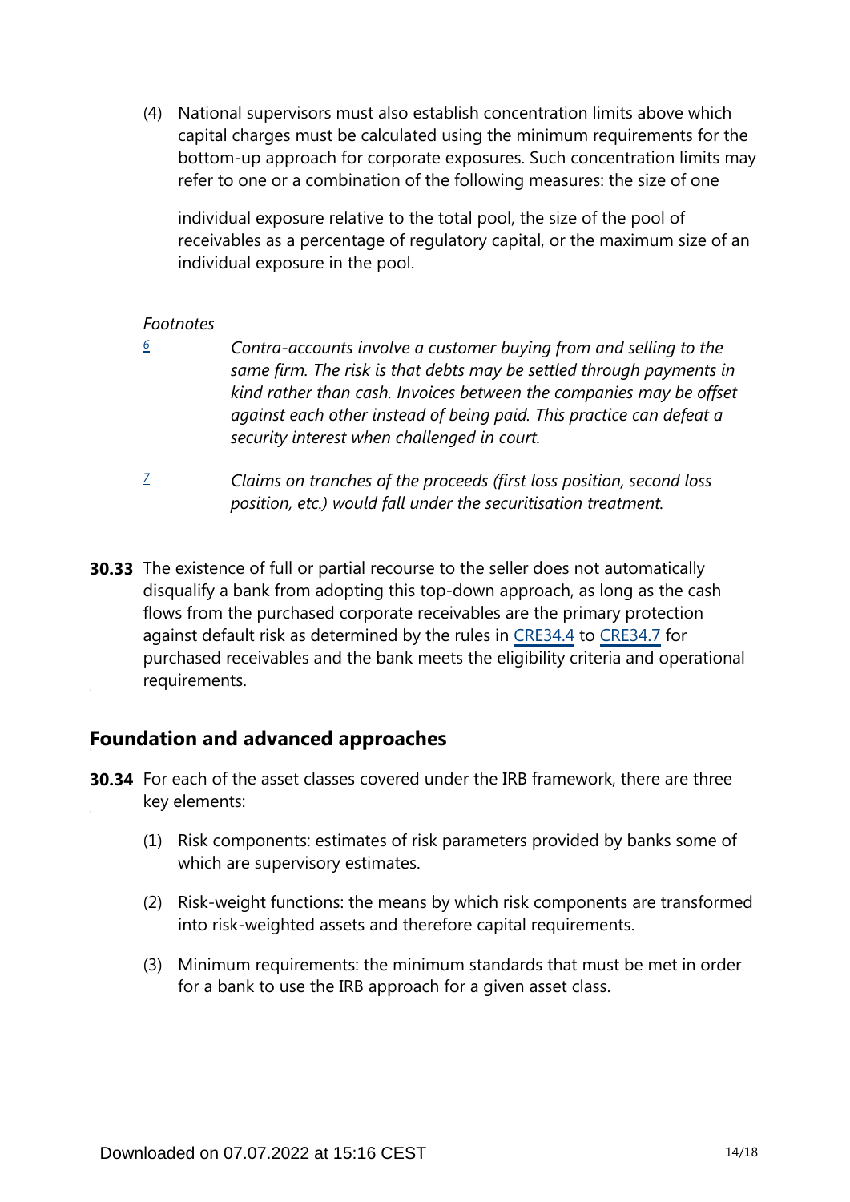(4) National supervisors must also establish concentration limits above which capital charges must be calculated using the minimum requirements for the bottom-up approach for corporate exposures. Such concentration limits may refer to one or a combination of the following measures: the size of one individual exposure relative to the total pool, the size of the pool of receivables as a percentage of regulatory capital, or the maximum size of an individual exposure in the pool.

*Footnotes*

[6] *Contra-accounts involve a customer buying from and selling to the same firm. The risk is that debts may be settled through payments in kind rather than cash. Invoices between the companies may be offset against each other instead of being paid. This practice can defeat a security interest when challenged in court.*

[7] *Claims on tranches of the proceeds (first loss position, second loss position, etc.) would fall under the securitisation treatment.*

**30.33** The existence of full or partial recourse to the seller does not automatically disqualify a bank from adopting this top-down approach, as long as the cash flows from the purchased corporate receivables are the primary protection against default risk as determined by the rules in CRE34.4 to CRE34.7 for purchased receivables and the bank meets the eligibility criteria and operational requirements.

## Foundation and advanced approaches

**30.34** For each of the asset classes covered under the IRB framework, there are three key elements:

(1) Risk components: estimates of risk parameters provided by banks some of which are supervisory estimates.

(2) Risk-weight functions: the means by which risk components are transformed into risk-weighted assets and therefore capital requirements.

(3) Minimum requirements: the minimum standards that must be met in order for a bank to use the IRB approach for a given asset class.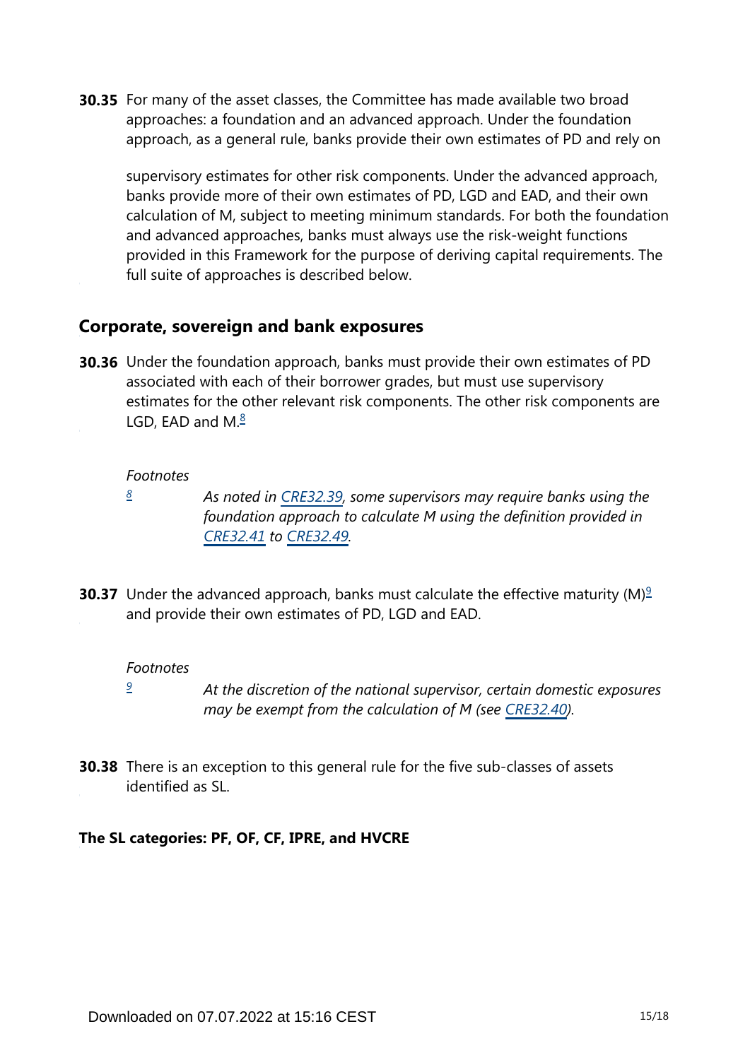**30.35** For many of the asset classes, the Committee has made available two broad approaches: a foundation and an advanced approach. Under the foundation approach, as a general rule, banks provide their own estimates of PD and rely on supervisory estimates for other risk components. Under the advanced approach, banks provide more of their own estimates of PD, LGD and EAD, and their own calculation of M, subject to meeting minimum standards. For both the foundation and advanced approaches, banks must always use the risk-weight functions provided in this Framework for the purpose of deriving capital requirements. The full suite of approaches is described below.

## Corporate, sovereign and bank exposures

**30.36** Under the foundation approach, banks must provide their own estimates of PD associated with each of their borrower grades, but must use supervisory estimates for the other relevant risk components. The other risk components are LGD, EAD and M.[8]

*Footnotes*

[8] *As noted in CRE32.39, some supervisors may require banks using the foundation approach to calculate M using the definition provided in CRE32.41 to CRE32.49.*

**30.37** Under the advanced approach, banks must calculate the effective maturity (M)[9] and provide their own estimates of PD, LGD and EAD.

*Footnotes*

[9] *At the discretion of the national supervisor, certain domestic exposures may be exempt from the calculation of M (see CRE32.40).*

**30.38** There is an exception to this general rule for the five sub-classes of assets identified as SL.

### The SL categories: PF, OF, CF, IPRE, and HVCRE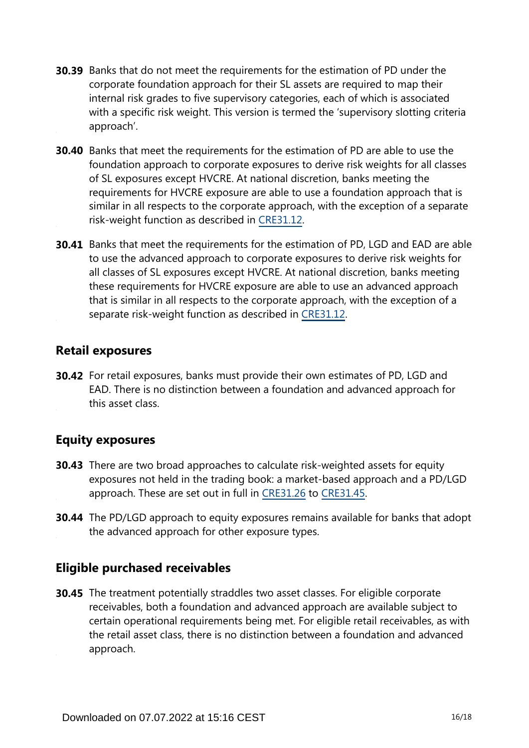**30.39** Banks that do not meet the requirements for the estimation of PD under the corporate foundation approach for their SL assets are required to map their internal risk grades to five supervisory categories, each of which is associated with a specific risk weight. This version is termed the 'supervisory slotting criteria approach'.

**30.40** Banks that meet the requirements for the estimation of PD are able to use the foundation approach to corporate exposures to derive risk weights for all classes of SL exposures except HVCRE. At national discretion, banks meeting the requirements for HVCRE exposure are able to use a foundation approach that is similar in all respects to the corporate approach, with the exception of a separate risk-weight function as described in CRE31.12.

**30.41** Banks that meet the requirements for the estimation of PD, LGD and EAD are able to use the advanced approach to corporate exposures to derive risk weights for all classes of SL exposures except HVCRE. At national discretion, banks meeting these requirements for HVCRE exposure are able to use an advanced approach that is similar in all respects to the corporate approach, with the exception of a separate risk-weight function as described in CRE31.12.

## Retail exposures

**30.42** For retail exposures, banks must provide their own estimates of PD, LGD and EAD. There is no distinction between a foundation and advanced approach for this asset class.

## Equity exposures

**30.43** There are two broad approaches to calculate risk-weighted assets for equity exposures not held in the trading book: a market-based approach and a PD/LGD approach. These are set out in full in CRE31.26 to CRE31.45.

**30.44** The PD/LGD approach to equity exposures remains available for banks that adopt the advanced approach for other exposure types.

## Eligible purchased receivables

**30.45** The treatment potentially straddles two asset classes. For eligible corporate receivables, both a foundation and advanced approach are available subject to certain operational requirements being met. For eligible retail receivables, as with the retail asset class, there is no distinction between a foundation and advanced approach.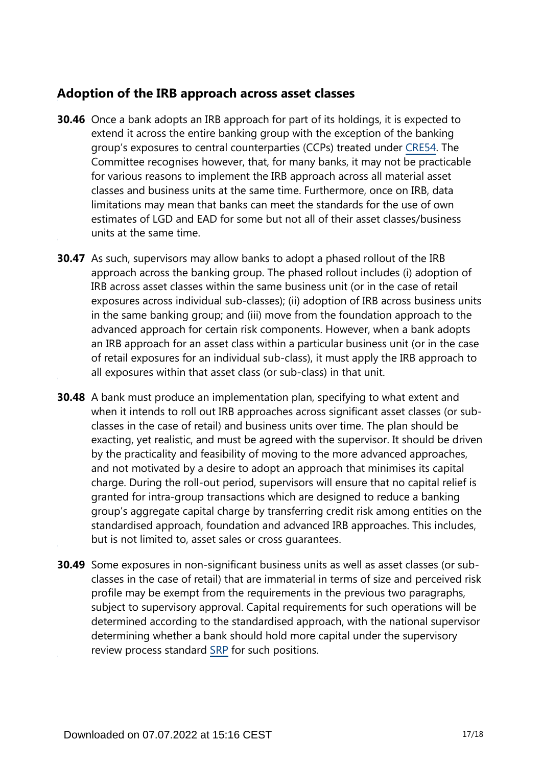## Adoption of the IRB approach across asset classes

**30.46** Once a bank adopts an IRB approach for part of its holdings, it is expected to extend it across the entire banking group with the exception of the banking group's exposures to central counterparties (CCPs) treated under CRE54. The Committee recognises however, that, for many banks, it may not be practicable for various reasons to implement the IRB approach across all material asset classes and business units at the same time. Furthermore, once on IRB, data limitations may mean that banks can meet the standards for the use of own estimates of LGD and EAD for some but not all of their asset classes/business units at the same time.

**30.47** As such, supervisors may allow banks to adopt a phased rollout of the IRB approach across the banking group. The phased rollout includes (i) adoption of IRB across asset classes within the same business unit (or in the case of retail exposures across individual sub-classes); (ii) adoption of IRB across business units in the same banking group; and (iii) move from the foundation approach to the advanced approach for certain risk components. However, when a bank adopts an IRB approach for an asset class within a particular business unit (or in the case of retail exposures for an individual sub-class), it must apply the IRB approach to all exposures within that asset class (or sub-class) in that unit.

**30.48** A bank must produce an implementation plan, specifying to what extent and when it intends to roll out IRB approaches across significant asset classes (or sub-classes in the case of retail) and business units over time. The plan should be exacting, yet realistic, and must be agreed with the supervisor. It should be driven by the practicality and feasibility of moving to the more advanced approaches, and not motivated by a desire to adopt an approach that minimises its capital charge. During the roll-out period, supervisors will ensure that no capital relief is granted for intra-group transactions which are designed to reduce a banking group's aggregate capital charge by transferring credit risk among entities on the standardised approach, foundation and advanced IRB approaches. This includes, but is not limited to, asset sales or cross guarantees.

**30.49** Some exposures in non-significant business units as well as asset classes (or sub-classes in the case of retail) that are immaterial in terms of size and perceived risk profile may be exempt from the requirements in the previous two paragraphs, subject to supervisory approval. Capital requirements for such operations will be determined according to the standardised approach, with the national supervisor determining whether a bank should hold more capital under the supervisory review process standard SRP for such positions.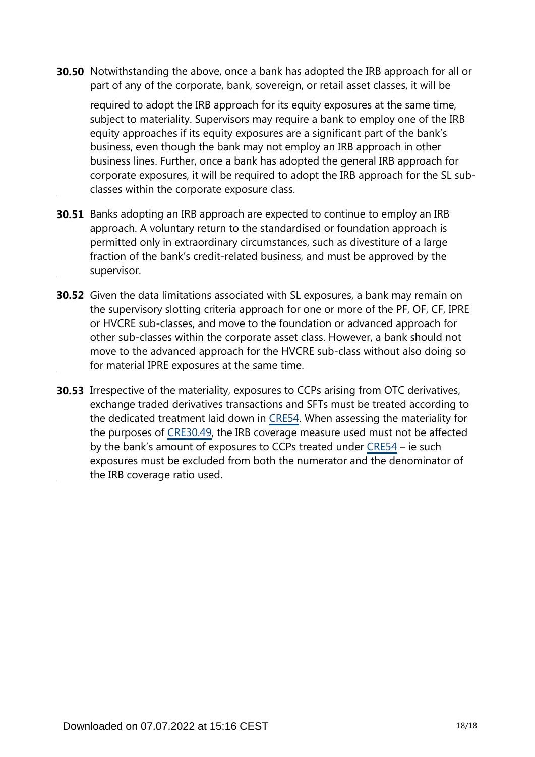**30.50** Notwithstanding the above, once a bank has adopted the IRB approach for all or part of any of the corporate, bank, sovereign, or retail asset classes, it will be required to adopt the IRB approach for its equity exposures at the same time, subject to materiality. Supervisors may require a bank to employ one of the IRB equity approaches if its equity exposures are a significant part of the bank's business, even though the bank may not employ an IRB approach in other business lines. Further, once a bank has adopted the general IRB approach for corporate exposures, it will be required to adopt the IRB approach for the SL sub-classes within the corporate exposure class.

**30.51** Banks adopting an IRB approach are expected to continue to employ an IRB approach. A voluntary return to the standardised or foundation approach is permitted only in extraordinary circumstances, such as divestiture of a large fraction of the bank's credit-related business, and must be approved by the supervisor.

**30.52** Given the data limitations associated with SL exposures, a bank may remain on the supervisory slotting criteria approach for one or more of the PF, OF, CF, IPRE or HVCRE sub-classes, and move to the foundation or advanced approach for other sub-classes within the corporate asset class. However, a bank should not move to the advanced approach for the HVCRE sub-class without also doing so for material IPRE exposures at the same time.

**30.53** Irrespective of the materiality, exposures to CCPs arising from OTC derivatives, exchange traded derivatives transactions and SFTs must be treated according to the dedicated treatment laid down in CRE54. When assessing the materiality for the purposes of CRE30.49, the IRB coverage measure used must not be affected by the bank's amount of exposures to CCPs treated under CRE54 – ie such exposures must be excluded from both the numerator and the denominator of the IRB coverage ratio used.